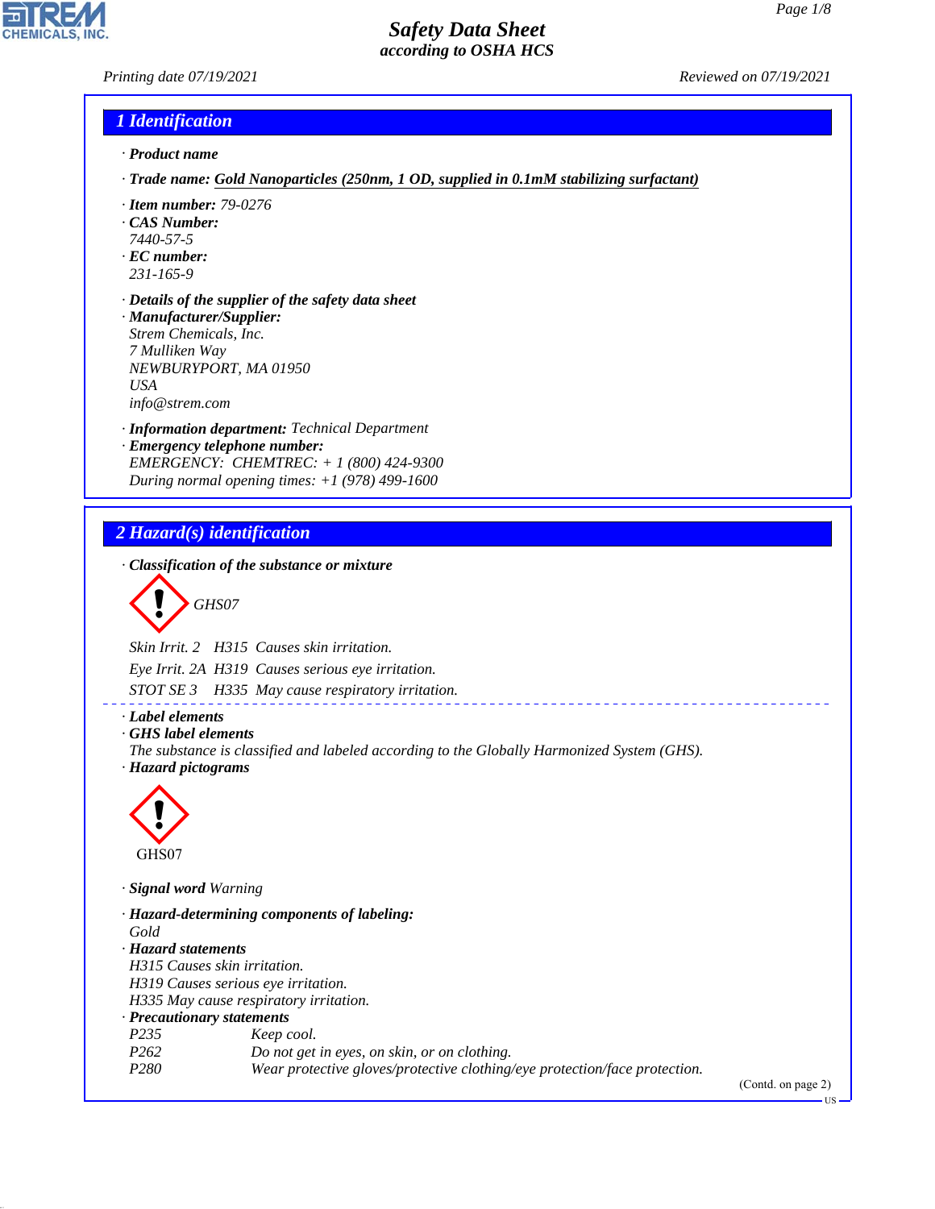# Safety Data Sheet
## according to OSHA HCS

Printing date 07/19/2021 Reviewed on 07/19/2021

## 1 Identification

· **Product name**

· **Trade name:** **Gold Nanoparticles (250nm, 1 OD, supplied in 0.1mM stabilizing surfactant)**

· **Item number:** 79-0276
· **CAS Number:**
7440-57-5
· **EC number:**
231-165-9

· **Details of the supplier of the safety data sheet**
· **Manufacturer/Supplier:**
Strem Chemicals, Inc.
7 Mulliken Way
NEWBURYPORT, MA 01950
USA
info@strem.com

· **Information department:** Technical Department
· **Emergency telephone number:**
EMERGENCY: CHEMTREC: + 1 (800) 424-9300
During normal opening times: +1 (978) 499-1600

## 2 Hazard(s) identification

· **Classification of the substance or mixture**

GHS07

Skin Irrit. 2 H315 Causes skin irritation.

Eye Irrit. 2A H319 Causes serious eye irritation.

STOT SE 3 H335 May cause respiratory irritation.

· **Label elements**
· **GHS label elements**
The substance is classified and labeled according to the Globally Harmonized System (GHS).
· **Hazard pictograms**

GHS07

· **Signal word** Warning

· **Hazard-determining components of labeling:**
Gold
· **Hazard statements**
H315 Causes skin irritation.
H319 Causes serious eye irritation.
H335 May cause respiratory irritation.
· **Precautionary statements**

| | |
|---|---|
| P235 | Keep cool. |
| P262 | Do not get in eyes, on skin, or on clothing. |
| P280 | Wear protective gloves/protective clothing/eye protection/face protection. |

(Contd. on page 2)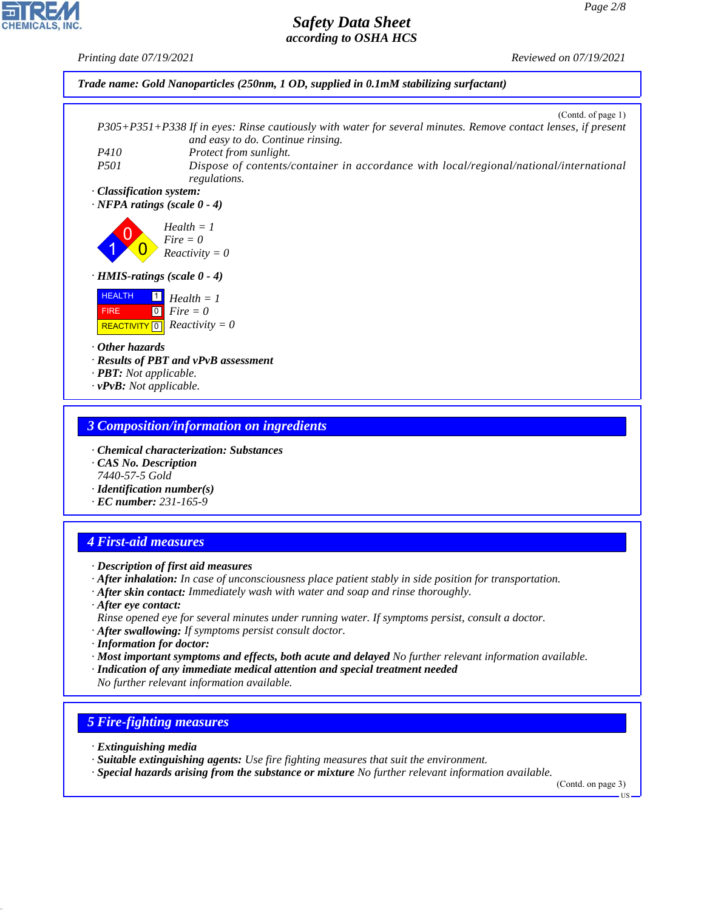**Trade name: Gold Nanoparticles (250nm, 1 OD, supplied in 0.1mM stabilizing surfactant)**

(Contd. of page 1)

P305+P351+P338 If in eyes: Rinse cautiously with water for several minutes. Remove contact lenses, if present and easy to do. Continue rinsing.
P410 Protect from sunlight.
P501 Dispose of contents/container in accordance with local/regional/national/international regulations.

· **Classification system:**
· **NFPA ratings (scale 0 - 4)**

Health = 1
Fire = 0
Reactivity = 0

· **HMIS-ratings (scale 0 - 4)**

| | | |
|---|---|---|
| HEALTH | 1 | Health = 1 |
| FIRE | 0 | Fire = 0 |
| REACTIVITY | 0 | Reactivity = 0 |

· **Other hazards**
· **Results of PBT and vPvB assessment**
· **PBT:** Not applicable.
· **vPvB:** Not applicable.

## 3 Composition/information on ingredients

· **Chemical characterization: Substances**
· **CAS No. Description**
7440-57-5 Gold
· **Identification number(s)**
· **EC number:** 231-165-9

## 4 First-aid measures

· **Description of first aid measures**
· **After inhalation:** In case of unconsciousness place patient stably in side position for transportation.
· **After skin contact:** Immediately wash with water and soap and rinse thoroughly.
· **After eye contact:**
Rinse opened eye for several minutes under running water. If symptoms persist, consult a doctor.
· **After swallowing:** If symptoms persist consult doctor.
· **Information for doctor:**
· **Most important symptoms and effects, both acute and delayed** No further relevant information available.
· **Indication of any immediate medical attention and special treatment needed**
No further relevant information available.

## 5 Fire-fighting measures

· **Extinguishing media**
· **Suitable extinguishing agents:** Use fire fighting measures that suit the environment.
· **Special hazards arising from the substance or mixture** No further relevant information available.

(Contd. on page 3)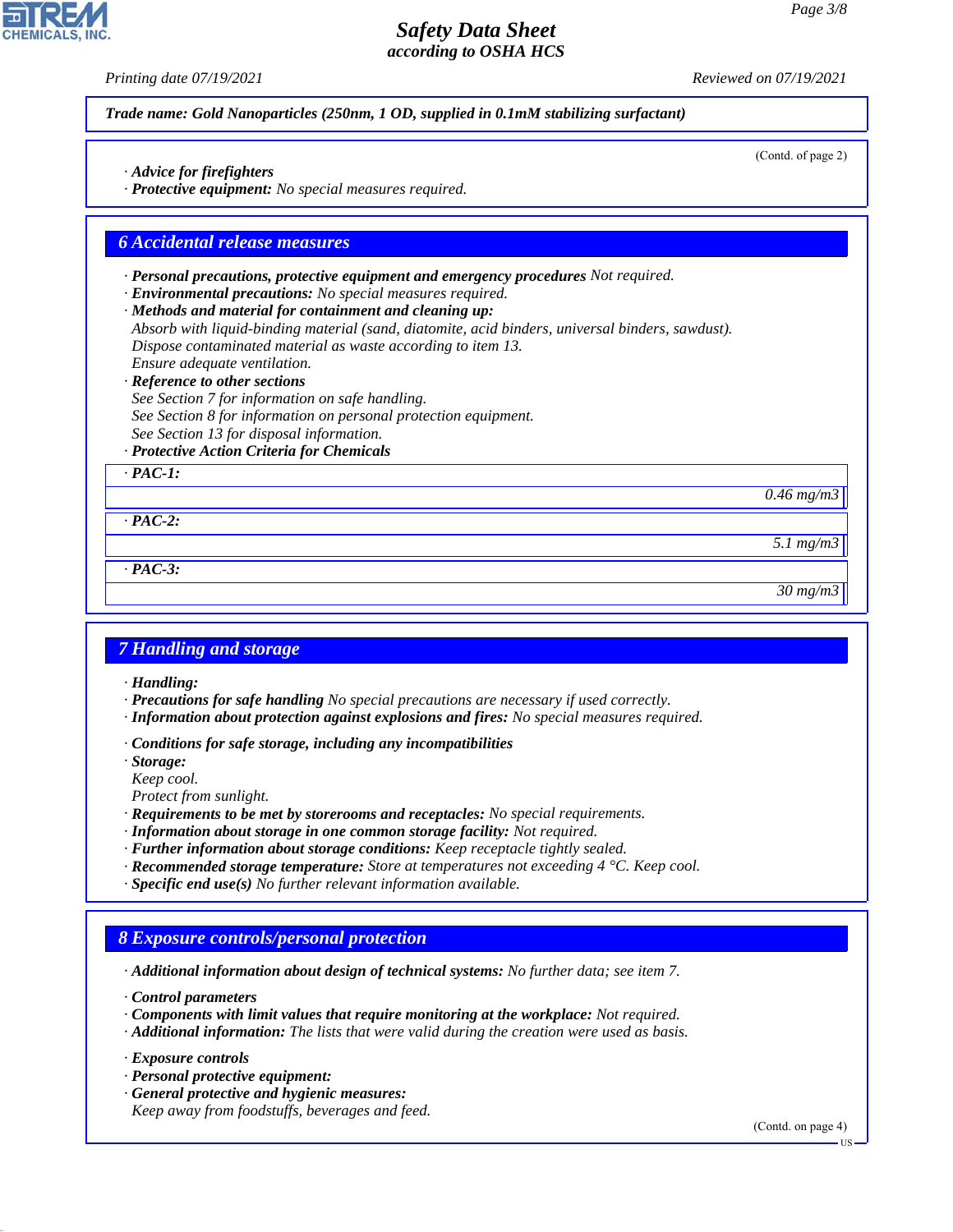**Trade name: Gold Nanoparticles (250nm, 1 OD, supplied in 0.1mM stabilizing surfactant)**

(Contd. of page 2)

· **Advice for firefighters**
· **Protective equipment:** No special measures required.

## 6 Accidental release measures

· **Personal precautions, protective equipment and emergency procedures** Not required.
· **Environmental precautions:** No special measures required.
· **Methods and material for containment and cleaning up:**
Absorb with liquid-binding material (sand, diatomite, acid binders, universal binders, sawdust).
Dispose contaminated material as waste according to item 13.
Ensure adequate ventilation.
· **Reference to other sections**
See Section 7 for information on safe handling.
See Section 8 for information on personal protection equipment.
See Section 13 for disposal information.
· **Protective Action Criteria for Chemicals**

| · PAC-1: |
|---|
| 0.46 mg/m3 |

| · PAC-2: |
|---|
| 5.1 mg/m3 |

| · PAC-3: |
|---|
| 30 mg/m3 |

## 7 Handling and storage

· **Handling:**
· **Precautions for safe handling** No special precautions are necessary if used correctly.
· **Information about protection against explosions and fires:** No special measures required.

· **Conditions for safe storage, including any incompatibilities**
· **Storage:**
Keep cool.
Protect from sunlight.
· **Requirements to be met by storerooms and receptacles:** No special requirements.
· **Information about storage in one common storage facility:** Not required.
· **Further information about storage conditions:** Keep receptacle tightly sealed.
· **Recommended storage temperature:** Store at temperatures not exceeding 4 °C. Keep cool.
· **Specific end use(s)** No further relevant information available.

## 8 Exposure controls/personal protection

· **Additional information about design of technical systems:** No further data; see item 7.

· **Control parameters**
· **Components with limit values that require monitoring at the workplace:** Not required.
· **Additional information:** The lists that were valid during the creation were used as basis.

· **Exposure controls**
· **Personal protective equipment:**
· **General protective and hygienic measures:**
Keep away from foodstuffs, beverages and feed.

(Contd. on page 4)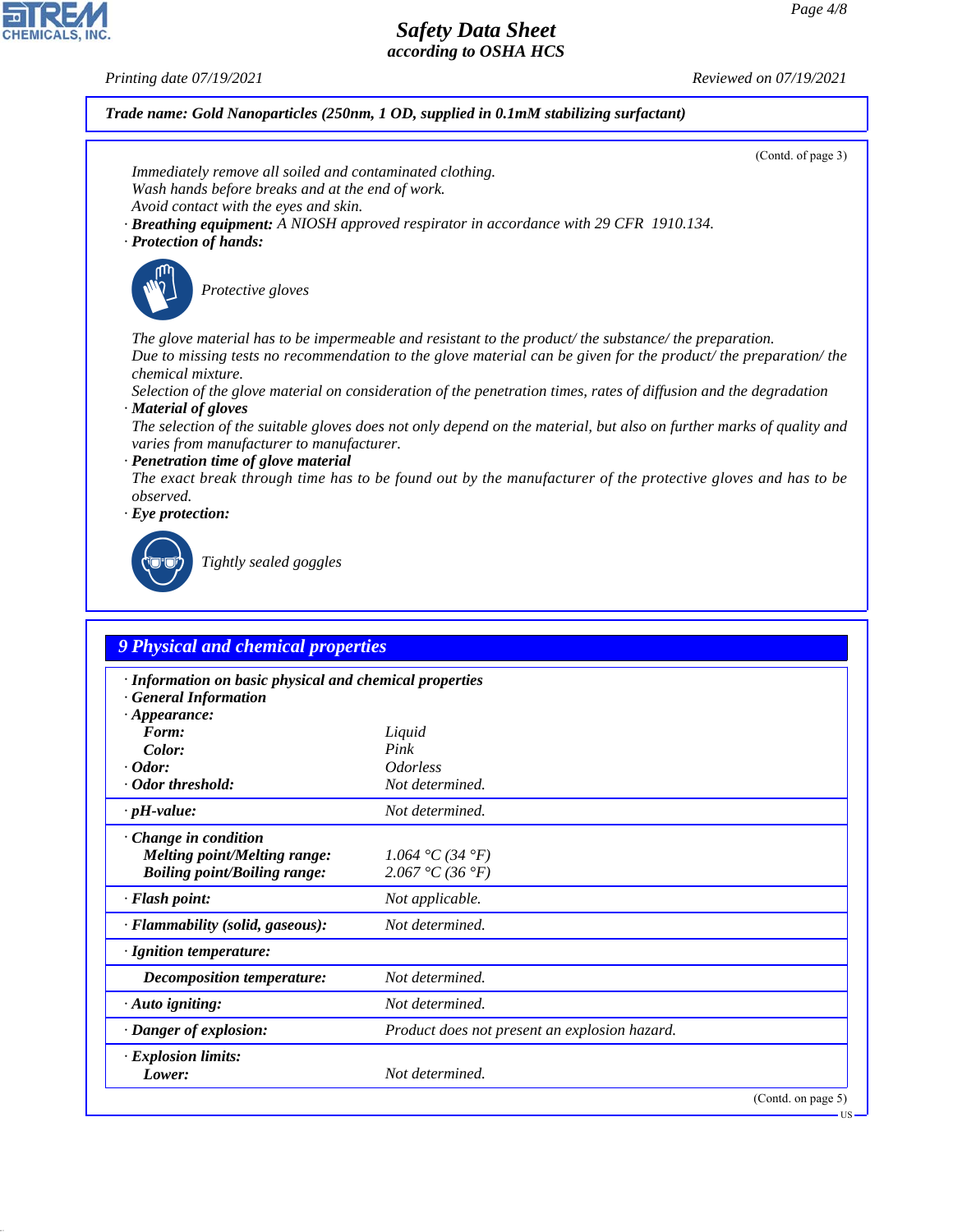Trade name: Gold Nanoparticles (250nm, 1 OD, supplied in 0.1mM stabilizing surfactant)

(Contd. of page 3)

Immediately remove all soiled and contaminated clothing.
Wash hands before breaks and at the end of work.
Avoid contact with the eyes and skin.

· **Breathing equipment:** A NIOSH approved respirator in accordance with 29 CFR 1910.134.

· **Protection of hands:**

Protective gloves

The glove material has to be impermeable and resistant to the product/ the substance/ the preparation.
Due to missing tests no recommendation to the glove material can be given for the product/ the preparation/ the chemical mixture.
Selection of the glove material on consideration of the penetration times, rates of diffusion and the degradation

· **Material of gloves**

The selection of the suitable gloves does not only depend on the material, but also on further marks of quality and varies from manufacturer to manufacturer.

· **Penetration time of glove material**

The exact break through time has to be found out by the manufacturer of the protective gloves and has to be observed.

· **Eye protection:**

Tightly sealed goggles

## 9 Physical and chemical properties

| | |
|---|---|
| · **Information on basic physical and chemical properties** | |
| · **General Information** | |
| · **Appearance:** | |
| **Form:** | Liquid |
| **Color:** | Pink |
| · **Odor:** | Odorless |
| · **Odor threshold:** | Not determined. |
| · **pH-value:** | Not determined. |
| · **Change in condition** | |
| **Melting point/Melting range:** | 1.064 °C (34 °F) |
| **Boiling point/Boiling range:** | 2.067 °C (36 °F) |
| · **Flash point:** | Not applicable. |
| · **Flammability (solid, gaseous):** | Not determined. |
| · **Ignition temperature:** | |
| **Decomposition temperature:** | Not determined. |
| · **Auto igniting:** | Not determined. |
| · **Danger of explosion:** | Product does not present an explosion hazard. |
| · **Explosion limits:** | |
| **Lower:** | Not determined. |

(Contd. on page 5)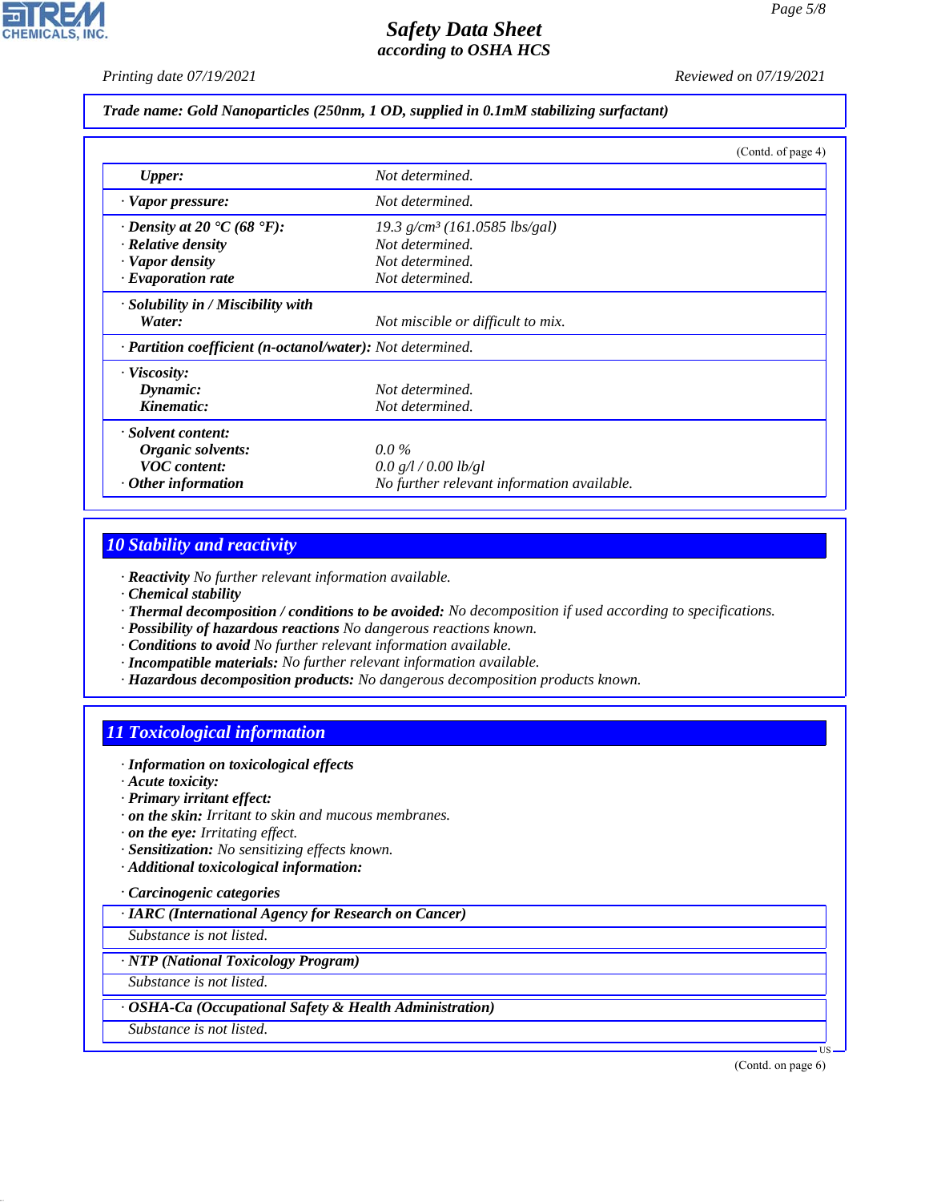**Trade name: Gold Nanoparticles (250nm, 1 OD, supplied in 0.1mM stabilizing surfactant)**

(Contd. of page 4)

| | |
|---|---|
| **Upper:** | Not determined. |
| · **Vapor pressure:** | Not determined. |
| · **Density at 20 °C (68 °F):** | 19.3 g/cm³ (161.0585 lbs/gal) |
| · **Relative density** | Not determined. |
| · **Vapor density** | Not determined. |
| · **Evaporation rate** | Not determined. |
| · **Solubility in / Miscibility with Water:** | Not miscible or difficult to mix. |
| · **Partition coefficient (n-octanol/water):** | Not determined. |
| · **Viscosity:** | |
| **Dynamic:** | Not determined. |
| **Kinematic:** | Not determined. |
| · **Solvent content:** | |
| **Organic solvents:** | 0.0 % |
| **VOC content:** | 0.0 g/l / 0.00 lb/gl |
| · **Other information** | No further relevant information available. |

## 10 Stability and reactivity

· **Reactivity** No further relevant information available.
· **Chemical stability**
· **Thermal decomposition / conditions to be avoided:** No decomposition if used according to specifications.
· **Possibility of hazardous reactions** No dangerous reactions known.
· **Conditions to avoid** No further relevant information available.
· **Incompatible materials:** No further relevant information available.
· **Hazardous decomposition products:** No dangerous decomposition products known.

## 11 Toxicological information

· **Information on toxicological effects**
· **Acute toxicity:**
· **Primary irritant effect:**
· **on the skin:** Irritant to skin and mucous membranes.
· **on the eye:** Irritating effect.
· **Sensitization:** No sensitizing effects known.
· **Additional toxicological information:**

· **Carcinogenic categories**

| · **IARC (International Agency for Research on Cancer)** |
|---|
| Substance is not listed. |

| · **NTP (National Toxicology Program)** |
|---|
| Substance is not listed. |

| · **OSHA-Ca (Occupational Safety & Health Administration)** |
|---|
| Substance is not listed. |

(Contd. on page 6)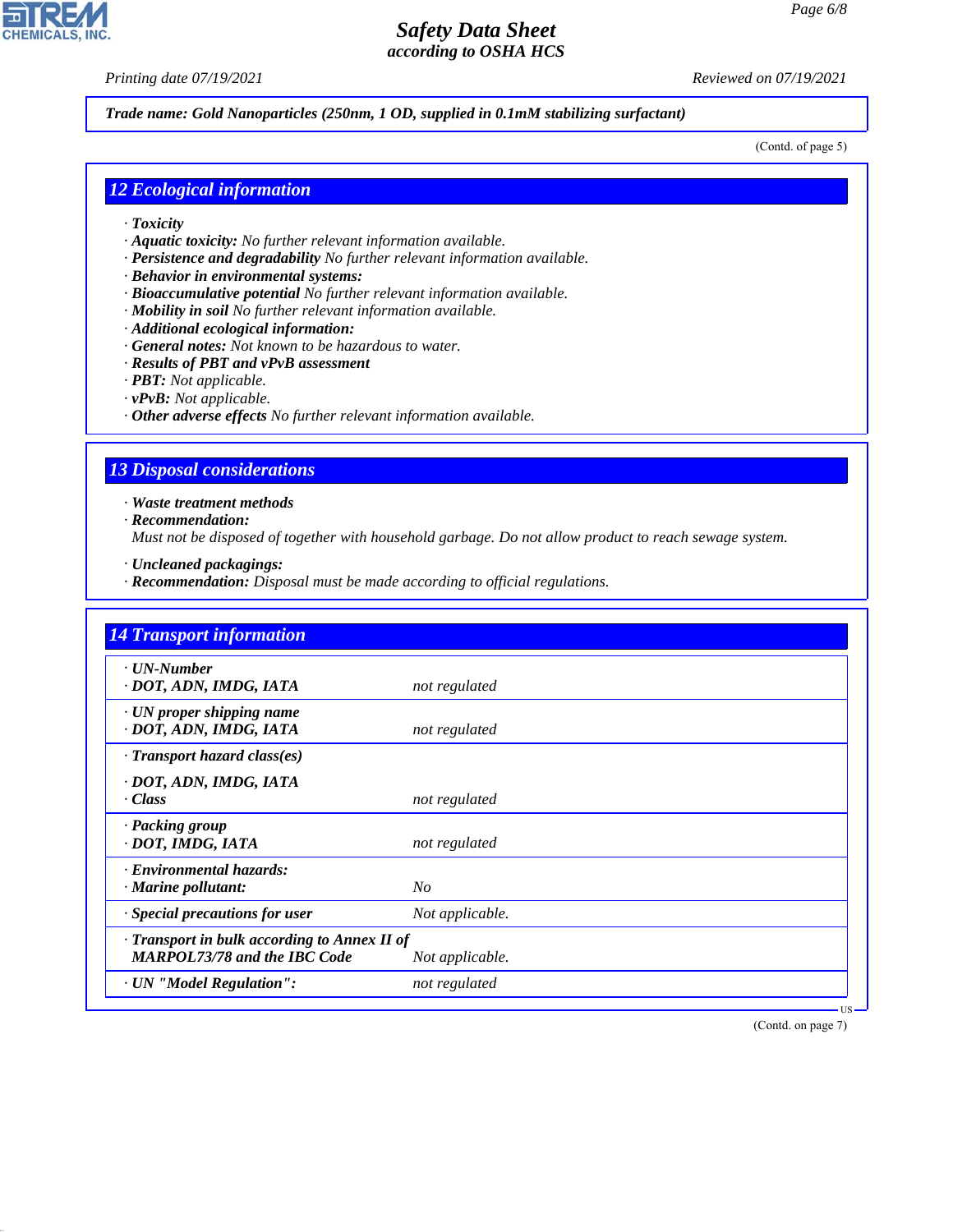*Trade name: Gold Nanoparticles (250nm, 1 OD, supplied in 0.1mM stabilizing surfactant)*

(Contd. of page 5)

## 12 Ecological information

- **Toxicity**
- **Aquatic toxicity:** No further relevant information available.
- **Persistence and degradability** No further relevant information available.
- **Behavior in environmental systems:**
- **Bioaccumulative potential** No further relevant information available.
- **Mobility in soil** No further relevant information available.
- **Additional ecological information:**
- **General notes:** Not known to be hazardous to water.
- **Results of PBT and vPvB assessment**
- **PBT:** Not applicable.
- **vPvB:** Not applicable.
- **Other adverse effects** No further relevant information available.

## 13 Disposal considerations

- **Waste treatment methods**
- **Recommendation:**
  Must not be disposed of together with household garbage. Do not allow product to reach sewage system.

- **Uncleaned packagings:**
- **Recommendation:** Disposal must be made according to official regulations.

## 14 Transport information

| | |
|---|---|
| **· UN-Number**<br>**· DOT, ADN, IMDG, IATA** | not regulated |
| **· UN proper shipping name**<br>**· DOT, ADN, IMDG, IATA** | not regulated |
| **· Transport hazard class(es)**<br>**· DOT, ADN, IMDG, IATA**<br>**· Class** | not regulated |
| **· Packing group**<br>**· DOT, IMDG, IATA** | not regulated |
| **· Environmental hazards:**<br>**· Marine pollutant:** | No |
| **· Special precautions for user** | Not applicable. |
| **· Transport in bulk according to Annex II of MARPOL73/78 and the IBC Code** | Not applicable. |
| **· UN "Model Regulation":** | not regulated |

(Contd. on page 7)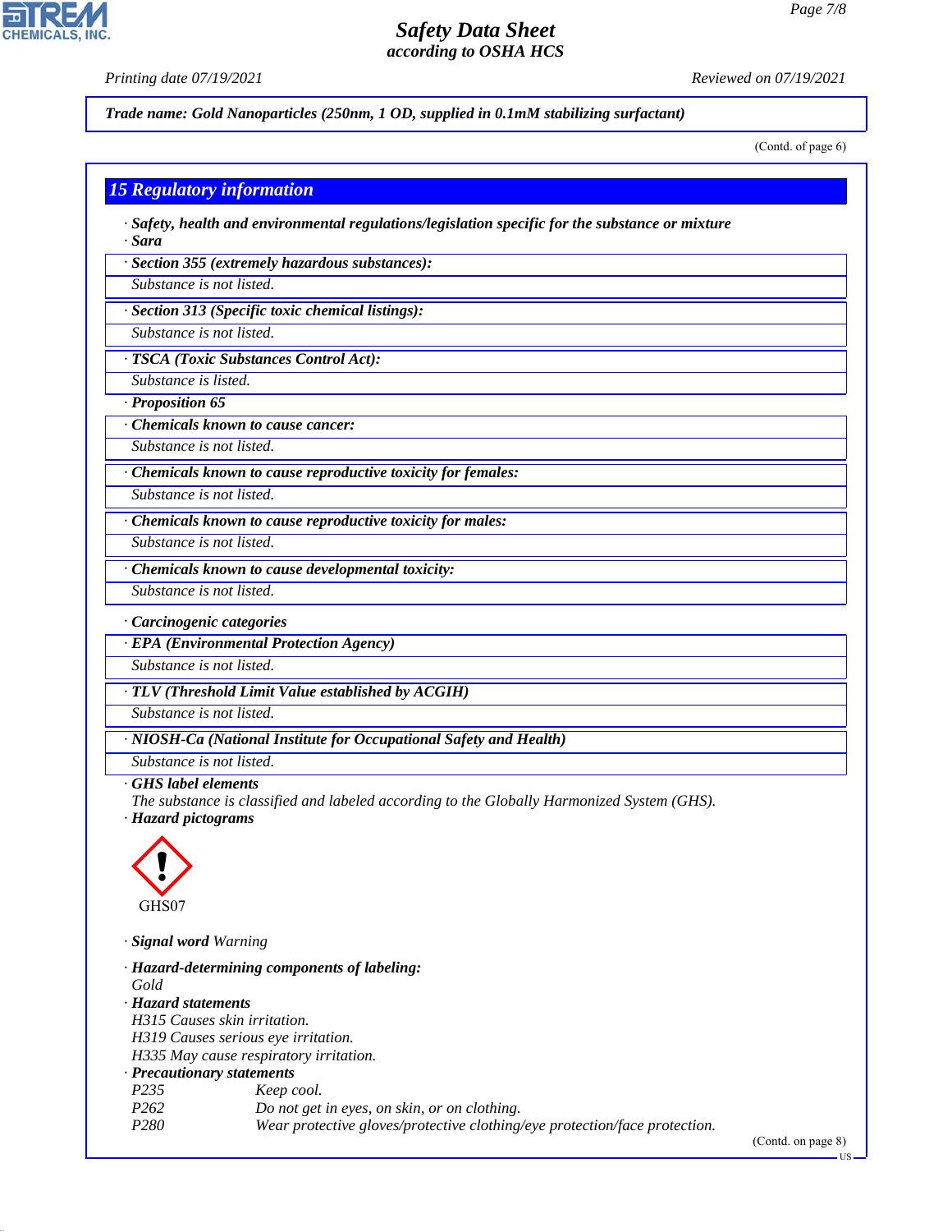Trade name: Gold Nanoparticles (250nm, 1 OD, supplied in 0.1mM stabilizing surfactant)

(Contd. of page 6)

## 15 Regulatory information

· **Safety, health and environmental regulations/legislation specific for the substance or mixture**
· **Sara**

· **Section 355 (extremely hazardous substances):**
Substance is not listed.

· **Section 313 (Specific toxic chemical listings):**
Substance is not listed.

· **TSCA (Toxic Substances Control Act):**
Substance is listed.

· **Proposition 65**

· **Chemicals known to cause cancer:**
Substance is not listed.

· **Chemicals known to cause reproductive toxicity for females:**
Substance is not listed.

· **Chemicals known to cause reproductive toxicity for males:**
Substance is not listed.

· **Chemicals known to cause developmental toxicity:**
Substance is not listed.

· **Carcinogenic categories**

· **EPA (Environmental Protection Agency)**
Substance is not listed.

· **TLV (Threshold Limit Value established by ACGIH)**
Substance is not listed.

· **NIOSH-Ca (National Institute for Occupational Safety and Health)**
Substance is not listed.

· **GHS label elements**
The substance is classified and labeled according to the Globally Harmonized System (GHS).

· **Hazard pictograms**

GHS07

· **Signal word** Warning

· **Hazard-determining components of labeling:**
Gold

· **Hazard statements**
H315 Causes skin irritation.
H319 Causes serious eye irritation.
H335 May cause respiratory irritation.

· **Precautionary statements**

| | |
|---|---|
| P235 | Keep cool. |
| P262 | Do not get in eyes, on skin, or on clothing. |
| P280 | Wear protective gloves/protective clothing/eye protection/face protection. |

(Contd. on page 8)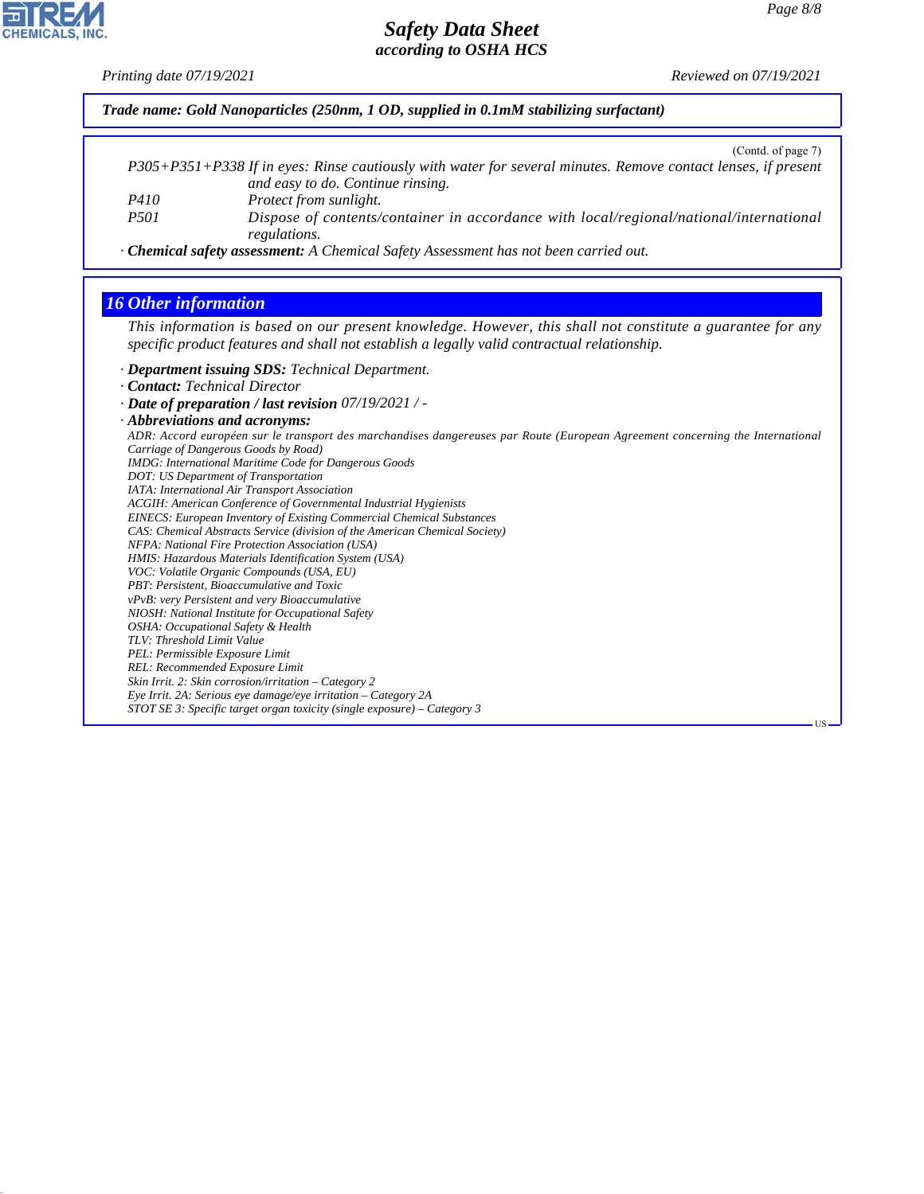(Contd. of page 7)

| | |
|---|---|
| P305+P351+P338 | If in eyes: Rinse cautiously with water for several minutes. Remove contact lenses, if present and easy to do. Continue rinsing. |
| P410 | Protect from sunlight. |
| P501 | Dispose of contents/container in accordance with local/regional/national/international regulations. |

· **Chemical safety assessment:** A Chemical Safety Assessment has not been carried out.

## 16 Other information

*This information is based on our present knowledge. However, this shall not constitute a guarantee for any specific product features and shall not establish a legally valid contractual relationship.*

· **Department issuing SDS:** Technical Department.
· **Contact:** Technical Director
· **Date of preparation / last revision** 07/19/2021 / -
· **Abbreviations and acronyms:**

ADR: Accord européen sur le transport des marchandises dangereuses par Route (European Agreement concerning the International Carriage of Dangerous Goods by Road)
IMDG: International Maritime Code for Dangerous Goods
DOT: US Department of Transportation
IATA: International Air Transport Association
ACGIH: American Conference of Governmental Industrial Hygienists
EINECS: European Inventory of Existing Commercial Chemical Substances
CAS: Chemical Abstracts Service (division of the American Chemical Society)
NFPA: National Fire Protection Association (USA)
HMIS: Hazardous Materials Identification System (USA)
VOC: Volatile Organic Compounds (USA, EU)
PBT: Persistent, Bioaccumulative and Toxic
vPvB: very Persistent and very Bioaccumulative
NIOSH: National Institute for Occupational Safety
OSHA: Occupational Safety & Health
TLV: Threshold Limit Value
PEL: Permissible Exposure Limit
REL: Recommended Exposure Limit
Skin Irrit. 2: Skin corrosion/irritation – Category 2
Eye Irrit. 2A: Serious eye damage/eye irritation – Category 2A
STOT SE 3: Specific target organ toxicity (single exposure) – Category 3